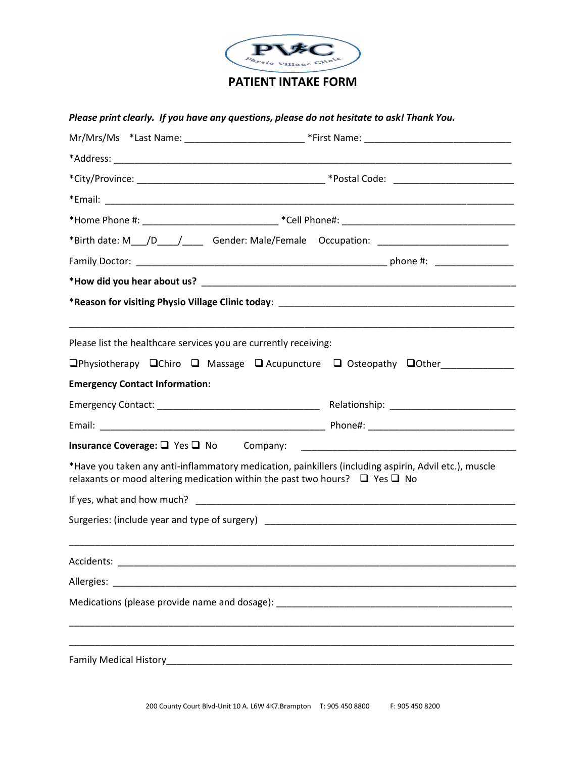PVC

Physio Village Clinic

# PATIENT INTAKE FORM

***Please print clearly. If you have any questions, please do not hesitate to ask! Thank You.***

Mr/Mrs/Ms *Last Name: ______________________ *First Name: ___________________________

*Address: ___________________________________________________________________________

*City/Province: __________________________________ *Postal Code: ______________________

*Email: _____________________________________________________________________________

*Home Phone #: ________________________ *Cell Phone#: ______________________________

*Birth date: M___/D____/____ Gender: Male/Female Occupation: _______________________

Family Doctor: ______________________________________________ phone #: ______________

**\*How did you hear about us?** ______________________________________________________

\***Reason for visiting Physio Village Clinic today**: ___________________________________

_____________________________________________________________________________________

Please list the healthcare services you are currently receiving:

❑Physiotherapy ❑Chiro ❑ Massage ❑ Acupuncture ❑ Osteopathy ❑Other_____________

**Emergency Contact Information:**

Emergency Contact: _____________________________ Relationship: _______________________

Email: __________________________________________ Phone#: ___________________________

**Insurance Coverage:** ❑ Yes ❑ No Company: ______________________________________

*Have you taken any anti-inflammatory medication, painkillers (including aspirin, Advil etc.), muscle relaxants or mood altering medication within the past two hours? ❑ Yes ❑ No

If yes, what and how much? ___________________________________________________________

Surgeries: (include year and type of surgery) _____________________________________________

_____________________________________________________________________________________

Accidents: __________________________________________________________________________

Allergies: ___________________________________________________________________________

Medications (please provide name and dosage): ___________________________________________

_____________________________________________________________________________________

_____________________________________________________________________________________

Family Medical History______________________________________________________________

200 County Court Blvd-Unit 10 A. L6W 4K7.Brampton T: 905 450 8800 F: 905 450 8200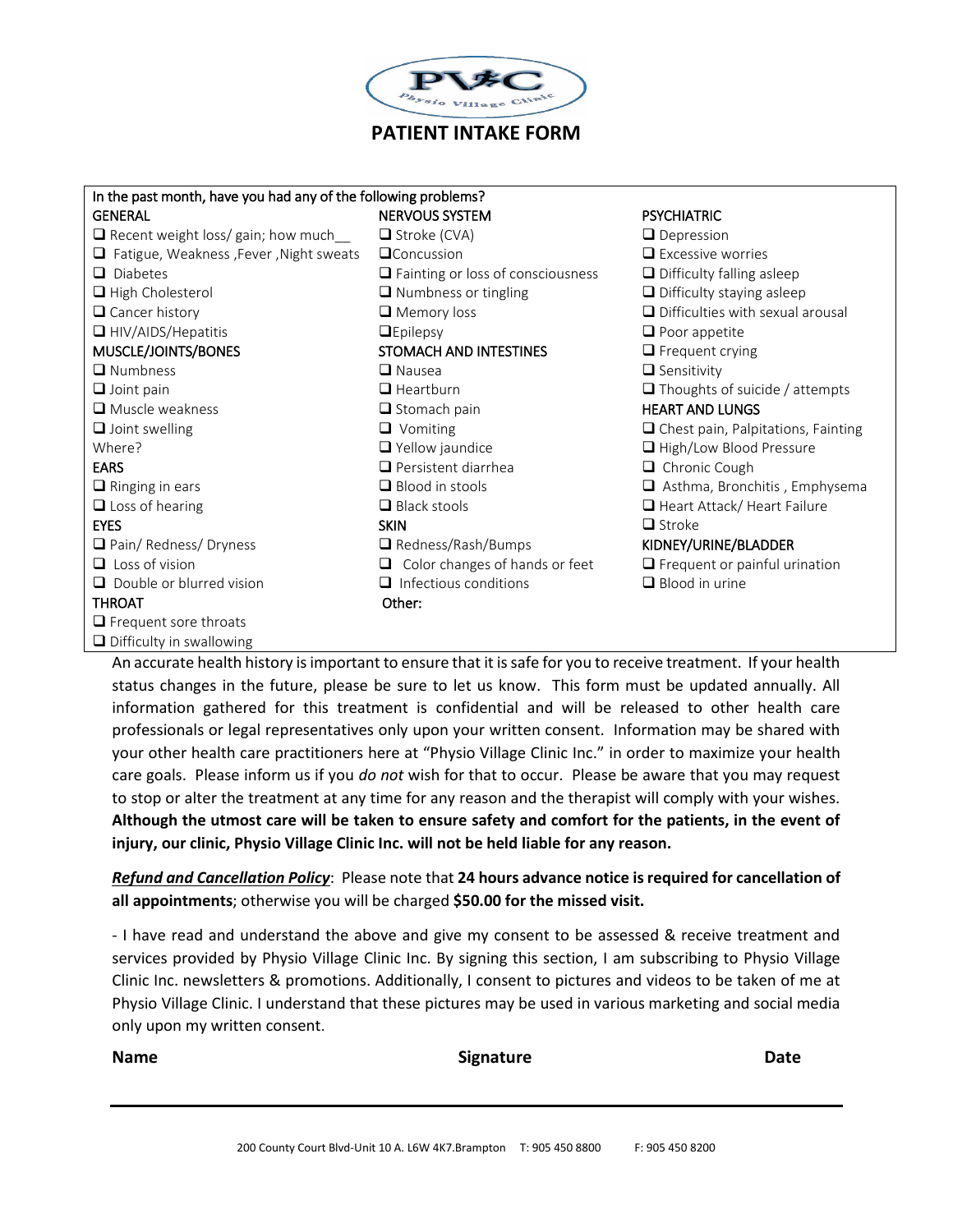PVC

Physio Village Clinic

# PATIENT INTAKE FORM

In the past month, have you had any of the following problems?

**GENERAL**

- ❑ Recent weight loss/ gain; how much__
- ❑ Fatigue, Weakness ,Fever ,Night sweats
- ❑ Diabetes
- ❑ High Cholesterol
- ❑ Cancer history
- ❑ HIV/AIDS/Hepatitis

**MUSCLE/JOINTS/BONES**

- ❑ Numbness
- ❑ Joint pain
- ❑ Muscle weakness
- ❑ Joint swelling

Where?

**EARS**

- ❑ Ringing in ears
- ❑ Loss of hearing

**EYES**

- ❑ Pain/ Redness/ Dryness
- ❑ Loss of vision
- ❑ Double or blurred vision

**THROAT**

- ❑ Frequent sore throats
- ❑ Difficulty in swallowing

**NERVOUS SYSTEM**

- ❑ Stroke (CVA)
- ❑ Concussion
- ❑ Fainting or loss of consciousness
- ❑ Numbness or tingling
- ❑ Memory loss
- ❑ Epilepsy

**STOMACH AND INTESTINES**

- ❑ Nausea
- ❑ Heartburn
- ❑ Stomach pain
- ❑ Vomiting
- ❑ Yellow jaundice
- ❑ Persistent diarrhea
- ❑ Blood in stools
- ❑ Black stools

**SKIN**

- ❑ Redness/Rash/Bumps
- ❑ Color changes of hands or feet
- ❑ Infectious conditions

Other:

**PSYCHIATRIC**

- ❑ Depression
- ❑ Excessive worries
- ❑ Difficulty falling asleep
- ❑ Difficulty staying asleep
- ❑ Difficulties with sexual arousal
- ❑ Poor appetite
- ❑ Frequent crying
- ❑ Sensitivity
- ❑ Thoughts of suicide / attempts

**HEART AND LUNGS**

- ❑ Chest pain, Palpitations, Fainting
- ❑ High/Low Blood Pressure
- ❑ Chronic Cough
- ❑ Asthma, Bronchitis , Emphysema
- ❑ Heart Attack/ Heart Failure
- ❑ Stroke

**KIDNEY/URINE/BLADDER**

- ❑ Frequent or painful urination
- ❑ Blood in urine

An accurate health history is important to ensure that it is safe for you to receive treatment. If your health status changes in the future, please be sure to let us know. This form must be updated annually. All information gathered for this treatment is confidential and will be released to other health care professionals or legal representatives only upon your written consent. Information may be shared with your other health care practitioners here at "Physio Village Clinic Inc." in order to maximize your health care goals. Please inform us if you *do not* wish for that to occur. Please be aware that you may request to stop or alter the treatment at any time for any reason and the therapist will comply with your wishes. **Although the utmost care will be taken to ensure safety and comfort for the patients, in the event of injury, our clinic, Physio Village Clinic Inc. will not be held liable for any reason.**

***Refund and Cancellation Policy***: Please note that **24 hours advance notice is required for cancellation of all appointments**; otherwise you will be charged **$50.00 for the missed visit.**

- I have read and understand the above and give my consent to be assessed & receive treatment and services provided by Physio Village Clinic Inc. By signing this section, I am subscribing to Physio Village Clinic Inc. newsletters & promotions. Additionally, I consent to pictures and videos to be taken of me at Physio Village Clinic. I understand that these pictures may be used in various marketing and social media only upon my written consent.

**Name** **Signature** **Date**

200 County Court Blvd-Unit 10 A. L6W 4K7.Brampton T: 905 450 8800 F: 905 450 8200